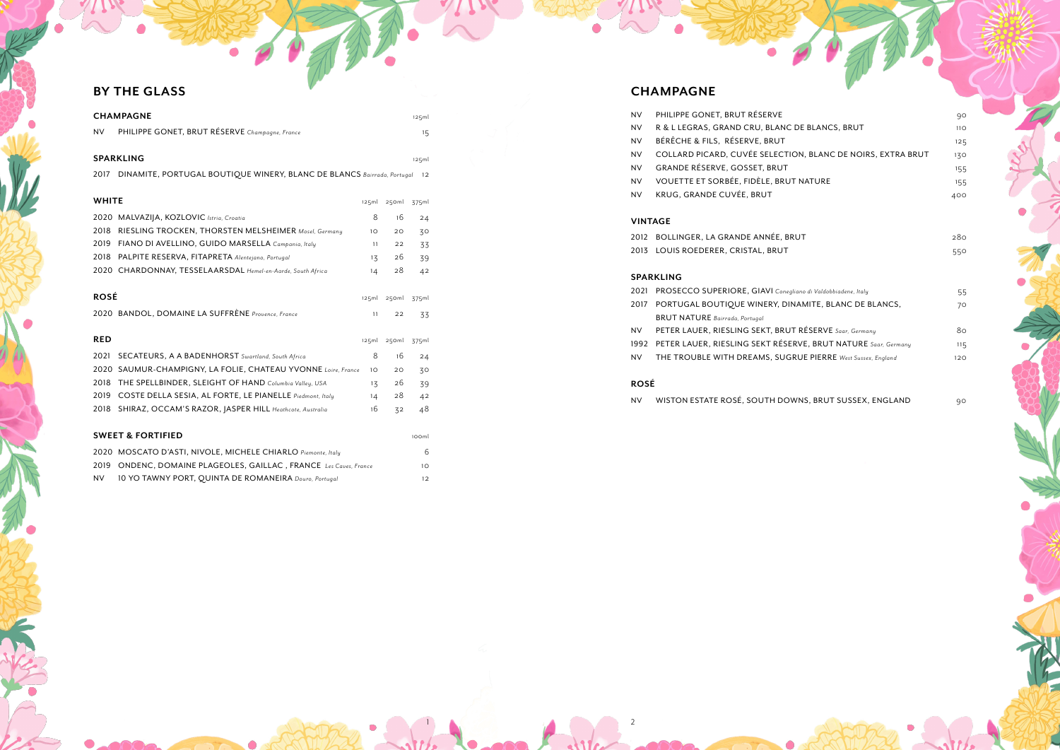## BY THE GLASS

| CHAMPAGNE | 125ml |
|---|---|
| NV PHILIPPE GONET, BRUT RÉSERVE *Champagne, France* | 15 |

| SPARKLING | 125ml |
|---|---|
| 2017 DINAMITE, PORTUGAL BOUTIQUE WINERY, BLANC DE BLANCS *Bairrada, Portugal* | 12 |

| WHITE | 125ml | 250ml | 375ml |
|---|---|---|---|
| 2020 MALVAZIJA, KOZLOVIC *Istria, Croatia* | 8 | 16 | 24 |
| 2018 RIESLING TROCKEN, THORSTEN MELSHEIMER *Mosel, Germany* | 10 | 20 | 30 |
| 2019 FIANO DI AVELLINO, GUIDO MARSELLA *Campania, Italy* | 11 | 22 | 33 |
| 2018 PALPITE RESERVA, FITAPRETA *Alentejano, Portugal* | 13 | 26 | 39 |
| 2020 CHARDONNAY, TESSELAARSDAL *Hemel-en-Aarde, South Africa* | 14 | 28 | 42 |

| ROSÉ | 125ml | 250ml | 375ml |
|---|---|---|---|
| 2020 BANDOL, DOMAINE LA SUFFRÈNE *Provence, France* | 11 | 22 | 33 |

| RED | 125ml | 250ml | 375ml |
|---|---|---|---|
| 2021 SECATEURS, A A BADENHORST *Swartland, South Africa* | 8 | 16 | 24 |
| 2020 SAUMUR-CHAMPIGNY, LA FOLIE, CHATEAU YVONNE *Loire, France* | 10 | 20 | 30 |
| 2018 THE SPELLBINDER, SLEIGHT OF HAND *Columbia Valley, USA* | 13 | 26 | 39 |
| 2019 COSTE DELLA SESIA, AL FORTE, LE PIANELLE *Piedmont, Italy* | 14 | 28 | 42 |
| 2018 SHIRAZ, OCCAM'S RAZOR, JASPER HILL *Heathcote, Australia* | 16 | 32 | 48 |

| SWEET & FORTIFIED | 100ml |
|---|---|
| 2020 MOSCATO D'ASTI, NIVOLE, MICHELE CHIARLO *Piemonte, Italy* | 6 |
| 2019 ONDENC, DOMAINE PLAGEOLES, GAILLAC , FRANCE *Les Caves, France* | 10 |
| NV 10 YO TAWNY PORT, QUINTA DE ROMANEIRA *Douro, Portugal* | 12 |

## CHAMPAGNE

| | | |
|---|---|---|
| NV | PHILIPPE GONET, BRUT RÉSERVE | 90 |
| NV | R & L LEGRAS, GRAND CRU, BLANC DE BLANCS, BRUT | 110 |
| NV | BÉRÊCHE & FILS, RÉSERVE, BRUT | 125 |
| NV | COLLARD PICARD, CUVÉE SELECTION, BLANC DE NOIRS, EXTRA BRUT | 130 |
| NV | GRANDE RÉSERVE, GOSSET, BRUT | 155 |
| NV | VOUETTE ET SORBÉE, FIDÈLE, BRUT NATURE | 155 |
| NV | KRUG, GRANDE CUVÉE, BRUT | 400 |

### VINTAGE

| | | |
|---|---|---|
| 2012 | BOLLINGER, LA GRANDE ANNÉE, BRUT | 280 |
| 2013 | LOUIS ROEDERER, CRISTAL, BRUT | 550 |

### SPARKLING

| | | |
|---|---|---|
| 2021 | PROSECCO SUPERIORE, GIAVI *Conegliano di Valdobbiadene, Italy* | 55 |
| 2017 | PORTUGAL BOUTIQUE WINERY, DINAMITE, BLANC DE BLANCS, BRUT NATURE *Bairrada, Portugal* | 70 |
| NV | PETER LAUER, RIESLING SEKT, BRUT RÉSERVE *Saar, Germany* | 80 |
| 1992 | PETER LAUER, RIESLING SEKT RÉSERVE, BRUT NATURE *Saar, Germany* | 115 |
| NV | THE TROUBLE WITH DREAMS, SUGRUE PIERRE *West Sussex, England* | 120 |

### ROSÉ

| | | |
|---|---|---|
| NV | WISTON ESTATE ROSÉ, SOUTH DOWNS, BRUT SUSSEX, ENGLAND | 90 |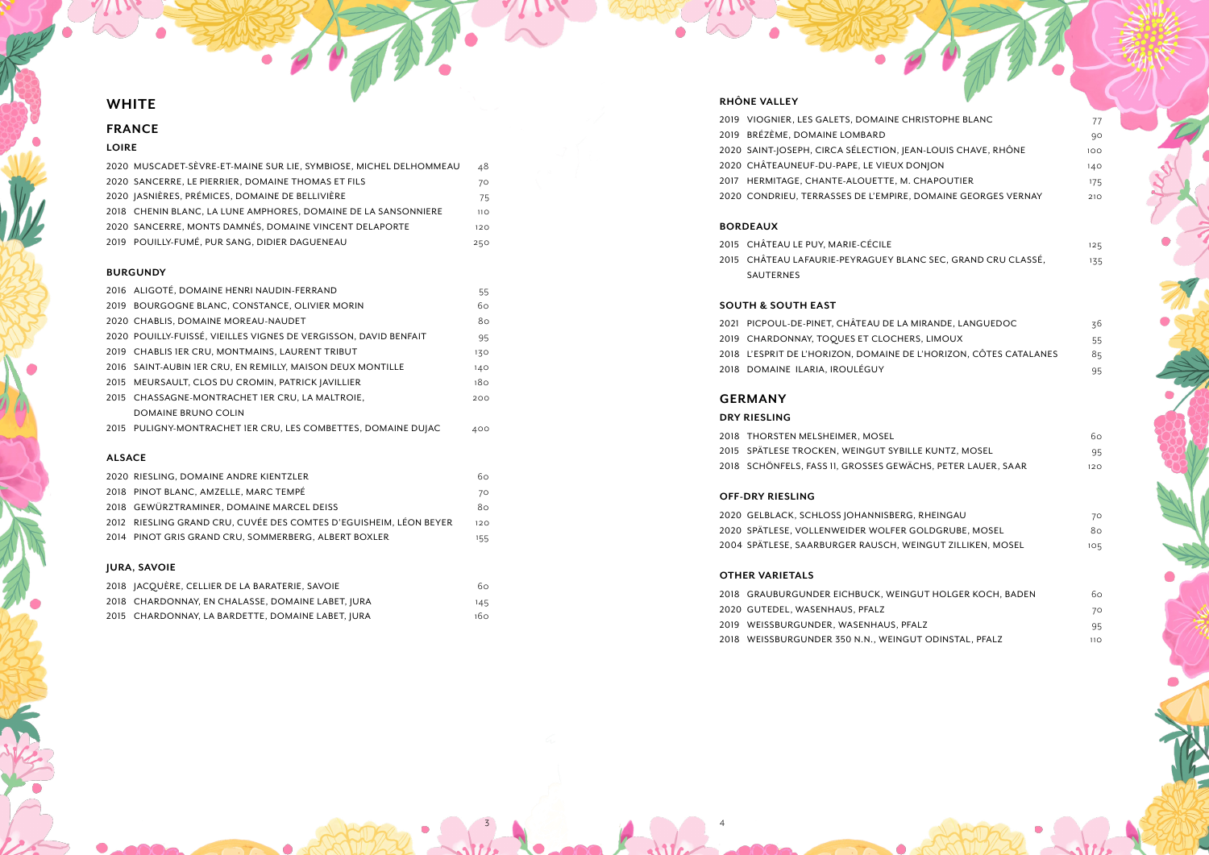# WHITE

## FRANCE

### LOIRE

| | |
|---|---|
| 2020 MUSCADET-SÈVRE-ET-MAINE SUR LIE, SYMBIOSE, MICHEL DELHOMMEAU | 48 |
| 2020 SANCERRE, LE PIERRIER, DOMAINE THOMAS ET FILS | 70 |
| 2020 JASNIÈRES, PRÉMICES, DOMAINE DE BELLIVIÈRE | 75 |
| 2018 CHENIN BLANC, LA LUNE AMPHORES, DOMAINE DE LA SANSONNIERE | 110 |
| 2020 SANCERRE, MONTS DAMNÉS, DOMAINE VINCENT DELAPORTE | 120 |
| 2019 POUILLY-FUMÉ, PUR SANG, DIDIER DAGUENEAU | 250 |

### BURGUNDY

| | |
|---|---|
| 2016 ALIGOTÉ, DOMAINE HENRI NAUDIN-FERRAND | 55 |
| 2019 BOURGOGNE BLANC, CONSTANCE, OLIVIER MORIN | 60 |
| 2020 CHABLIS, DOMAINE MOREAU-NAUDET | 80 |
| 2020 POUILLY-FUISSÉ, VIEILLES VIGNES DE VERGISSON, DAVID BENFAIT | 95 |
| 2019 CHABLIS 1ER CRU, MONTMAINS, LAURENT TRIBUT | 130 |
| 2016 SAINT-AUBIN 1ER CRU, EN REMILLY, MAISON DEUX MONTILLE | 140 |
| 2015 MEURSAULT, CLOS DU CROMIN, PATRICK JAVILLIER | 180 |
| 2015 CHASSAGNE-MONTRACHET 1ER CRU, LA MALTROIE, DOMAINE BRUNO COLIN | 200 |
| 2015 PULIGNY-MONTRACHET 1ER CRU, LES COMBETTES, DOMAINE DUJAC | 400 |

### ALSACE

| | |
|---|---|
| 2020 RIESLING, DOMAINE ANDRE KIENTZLER | 60 |
| 2018 PINOT BLANC, AMZELLE, MARC TEMPÉ | 70 |
| 2018 GEWÜRZTRAMINER, DOMAINE MARCEL DEISS | 80 |
| 2012 RIESLING GRAND CRU, CUVÉE DES COMTES D'EGUISHEIM, LÉON BEYER | 120 |
| 2014 PINOT GRIS GRAND CRU, SOMMERBERG, ALBERT BOXLER | 155 |

### JURA, SAVOIE

| | |
|---|---|
| 2018 JACQUÈRE, CELLIER DE LA BARATERIE, SAVOIE | 60 |
| 2018 CHARDONNAY, EN CHALASSE, DOMAINE LABET, JURA | 145 |
| 2015 CHARDONNAY, LA BARDETTE, DOMAINE LABET, JURA | 160 |

### RHÔNE VALLEY

| | |
|---|---|
| 2019 VIOGNIER, LES GALETS, DOMAINE CHRISTOPHE BLANC | 77 |
| 2019 BRÉZÈME, DOMAINE LOMBARD | 90 |
| 2020 SAINT-JOSEPH, CIRCA SÉLECTION, JEAN-LOUIS CHAVE, RHÔNE | 100 |
| 2020 CHÂTEAUNEUF-DU-PAPE, LE VIEUX DONJON | 140 |
| 2017 HERMITAGE, CHANTE-ALOUETTE, M. CHAPOUTIER | 175 |
| 2020 CONDRIEU, TERRASSES DE L'EMPIRE, DOMAINE GEORGES VERNAY | 210 |

### BORDEAUX

| | |
|---|---|
| 2015 CHÂTEAU LE PUY, MARIE-CÉCILE | 125 |
| 2015 CHÂTEAU LAFAURIE-PEYRAGUEY BLANC SEC, GRAND CRU CLASSÉ, SAUTERNES | 135 |

### SOUTH & SOUTH EAST

| | |
|---|---|
| 2021 PICPOUL-DE-PINET, CHÂTEAU DE LA MIRANDE, LANGUEDOC | 36 |
| 2019 CHARDONNAY, TOQUES ET CLOCHERS, LIMOUX | 55 |
| 2018 L'ESPRIT DE L'HORIZON, DOMAINE DE L'HORIZON, CÔTES CATALANES | 85 |
| 2018 DOMAINE ILARIA, IROULÉGUY | 95 |

## GERMANY

### DRY RIESLING

| | |
|---|---|
| 2018 THORSTEN MELSHEIMER, MOSEL | 60 |
| 2015 SPÄTLESE TROCKEN, WEINGUT SYBILLE KUNTZ, MOSEL | 95 |
| 2018 SCHÖNFELS, FASS 11, GROSSES GEWÄCHS, PETER LAUER, SAAR | 120 |

### OFF-DRY RIESLING

| | |
|---|---|
| 2020 GELBLACK, SCHLOSS JOHANNISBERG, RHEINGAU | 70 |
| 2020 SPÄTLESE, VOLLENWEIDER WOLFER GOLDGRUBE, MOSEL | 80 |
| 2004 SPÄTLESE, SAARBURGER RAUSCH, WEINGUT ZILLIKEN, MOSEL | 105 |

### OTHER VARIETALS

| | |
|---|---|
| 2018 GRAUBURGUNDER EICHBUCK, WEINGUT HOLGER KOCH, BADEN | 60 |
| 2020 GUTEDEL, WASENHAUS, PFALZ | 70 |
| 2019 WEISSBURGUNDER, WASENHAUS, PFALZ | 95 |
| 2018 WEISSBURGUNDER 350 N.N., WEINGUT ODINSTAL, PFALZ | 110 |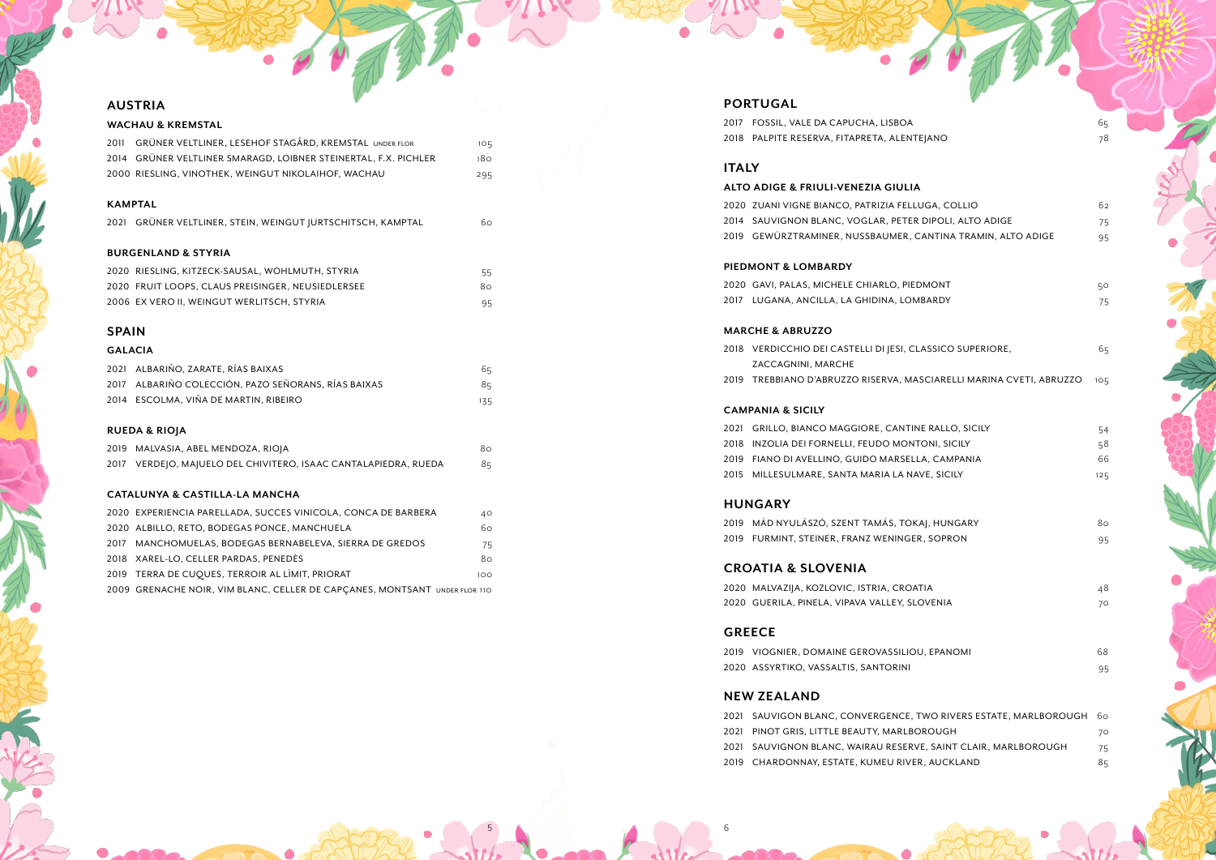## AUSTRIA

### WACHAU & KREMSTAL

| | | |
|---|---|---|
| 2011 | GRÜNER VELTLINER, LESEHOF STAGÅRD, KREMSTAL UNDER FLOR | 105 |
| 2014 | GRÜNER VELTLINER SMARAGD, LOIBNER STEINERTAL, F.X. PICHLER | 180 |
| 2000 | RIESLING, VINOTHEK, WEINGUT NIKOLAIHOF, WACHAU | 295 |

### KAMPTAL

| | | |
|---|---|---|
| 2021 | GRÜNER VELTLINER, STEIN, WEINGUT JURTSCHITSCH, KAMPTAL | 60 |

### BURGENLAND & STYRIA

| | | |
|---|---|---|
| 2020 | RIESLING, KITZECK-SAUSAL, WOHLMUTH, STYRIA | 55 |
| 2020 | FRUIT LOOPS, CLAUS PREISINGER, NEUSIEDLERSEE | 80 |
| 2006 | EX VERO II, WEINGUT WERLITSCH, STYRIA | 95 |

## SPAIN

### GALACIA

| | | |
|---|---|---|
| 2021 | ALBARIÑO, ZARATE, RÍAS BAIXAS | 65 |
| 2017 | ALBARIÑO COLECCIÓN, PAZO SEÑORANS, RÍAS BAIXAS | 85 |
| 2014 | ESCOLMA, VIÑA DE MARTIN, RIBEIRO | 135 |

### RUEDA & RIOJA

| | | |
|---|---|---|
| 2019 | MALVASIA, ABEL MENDOZA, RIOJA | 80 |
| 2017 | VERDEJO, MAJUELO DEL CHIVITERO, ISAAC CANTALAPIEDRA, RUEDA | 85 |

### CATALUNYA & CASTILLA-LA MANCHA

| | | |
|---|---|---|
| 2020 | EXPERIENCIA PARELLADA, SUCCES VINICOLA, CONCA DE BARBERA | 40 |
| 2020 | ALBILLO, RETO, BODEGAS PONCE, MANCHUELA | 60 |
| 2017 | MANCHOMUELAS, BODEGAS BERNABELEVA, SIERRA DE GREDOS | 75 |
| 2018 | XAREL-LO, CELLER PARDAS, PENEDÈS | 80 |
| 2019 | TERRA DE CUQUES, TERROIR AL LÌMIT, PRIORAT | 100 |
| 2009 | GRENACHE NOIR, VIM BLANC, CELLER DE CAPÇANES, MONTSANT UNDER FLOR | 110 |

## PORTUGAL

| | | |
|---|---|---|
| 2017 | FOSSIL, VALE DA CAPUCHA, LISBOA | 65 |
| 2018 | PALPITE RESERVA, FITAPRETA, ALENTEJANO | 78 |

## ITALY

### ALTO ADIGE & FRIULI-VENEZIA GIULIA

| | | |
|---|---|---|
| 2020 | ZUANI VIGNE BIANCO, PATRIZIA FELLUGA, COLLIO | 62 |
| 2014 | SAUVIGNON BLANC, VOGLAR, PETER DIPOLI, ALTO ADIGE | 75 |
| 2019 | GEWÜRZTRAMINER, NUSSBAUMER, CANTINA TRAMIN, ALTO ADIGE | 95 |

### PIEDMONT & LOMBARDY

| | | |
|---|---|---|
| 2020 | GAVI, PALAS, MICHELE CHIARLO, PIEDMONT | 50 |
| 2017 | LUGANA, ANCILLA, LA GHIDINA, LOMBARDY | 75 |

### MARCHE & ABRUZZO

| | | |
|---|---|---|
| 2018 | VERDICCHIO DEI CASTELLI DI JESI, CLASSICO SUPERIORE, ZACCAGNINI, MARCHE | 65 |
| 2019 | TREBBIANO D'ABRUZZO RISERVA, MASCIARELLI MARINA CVETI, ABRUZZO | 105 |

### CAMPANIA & SICILY

| | | |
|---|---|---|
| 2021 | GRILLO, BIANCO MAGGIORE, CANTINE RALLO, SICILY | 54 |
| 2018 | INZOLIA DEI FORNELLI, FEUDO MONTONI, SICILY | 58 |
| 2019 | FIANO DI AVELLINO, GUIDO MARSELLA, CAMPANIA | 66 |
| 2015 | MILLESULMARE, SANTA MARIA LA NAVE, SICILY | 125 |

## HUNGARY

| | | |
|---|---|---|
| 2019 | MÁD NYULÁSZÓ, SZENT TAMÁS, TOKAJ, HUNGARY | 80 |
| 2019 | FURMINT, STEINER, FRANZ WENINGER, SOPRON | 95 |

## CROATIA & SLOVENIA

| | | |
|---|---|---|
| 2020 | MALVAZIJA, KOZLOVIC, ISTRIA, CROATIA | 48 |
| 2020 | GUERILA, PINELA, VIPAVA VALLEY, SLOVENIA | 70 |

## GREECE

| | | |
|---|---|---|
| 2019 | VIOGNIER, DOMAINE GEROVASSILIOU, EPANOMI | 68 |
| 2020 | ASSYRTIKO, VASSALTIS, SANTORINI | 95 |

## NEW ZEALAND

| | | |
|---|---|---|
| 2021 | SAUVIGNON BLANC, CONVERGENCE, TWO RIVERS ESTATE, MARLBOROUGH | 60 |
| 2021 | PINOT GRIS, LITTLE BEAUTY, MARLBOROUGH | 70 |
| 2021 | SAUVIGNON BLANC, WAIRAU RESERVE, SAINT CLAIR, MARLBOROUGH | 75 |
| 2019 | CHARDONNAY, ESTATE, KUMEU RIVER, AUCKLAND | 85 |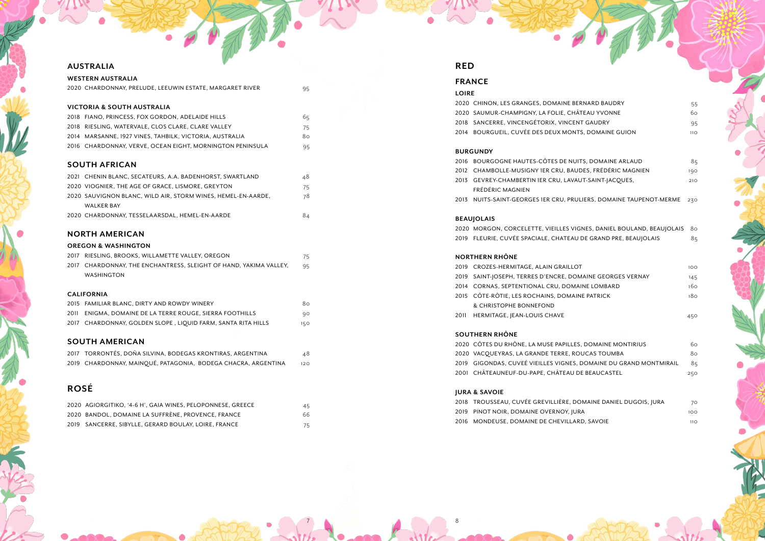## AUSTRALIA

### WESTERN AUSTRALIA

2020 CHARDONNAY, PRELUDE, LEEUWIN ESTATE, MARGARET RIVER 95

### VICTORIA & SOUTH AUSTRALIA

2018 FIANO, PRINCESS, FOX GORDON, ADELAIDE HILLS 65
2018 RIESLING, WATERVALE, CLOS CLARE, CLARE VALLEY 75
2014 MARSANNE, 1927 VINES, TAHBILK, VICTORIA, AUSTRALIA 80
2016 CHARDONNAY, VERVE, OCEAN EIGHT, MORNINGTON PENINSULA 95

## SOUTH AFRICAN

2021 CHENIN BLANC, SECATEURS, A.A. BADENHORST, SWARTLAND 48
2020 VIOGNIER, THE AGE OF GRACE, LISMORE, GREYTON 75
2020 SAUVIGNON BLANC, WILD AIR, STORM WINES, HEMEL-EN-AARDE, WALKER BAY 78
2020 CHARDONNAY, TESSELAARSDAL, HEMEL-EN-AARDE 84

## NORTH AMERICAN

### OREGON & WASHINGTON

2017 RIESLING, BROOKS, WILLAMETTE VALLEY, OREGON 75
2017 CHARDONNAY, THE ENCHANTRESS, SLEIGHT OF HAND, YAKIMA VALLEY, WASHINGTON 95

### CALIFORNIA

2015 FAMILIAR BLANC, DIRTY AND ROWDY WINERY 80
2011 ENIGMA, DOMAINE DE LA TERRE ROUGE, SIERRA FOOTHILLS 90
2017 CHARDONNAY, GOLDEN SLOPE , LIQUID FARM, SANTA RITA HILLS 150

## SOUTH AMERICAN

2017 TORRONTÉS, DOÑA SILVINA, BODEGAS KRONTIRAS, ARGENTINA 48
2019 CHARDONNAY, MAINQUÉ, PATAGONIA, BODEGA CHACRA, ARGENTINA 120

# ROSÉ

2020 AGIORGITIKO, '4-6 H', GAIA WINES, PELOPONNESE, GREECE 45
2020 BANDOL, DOMAINE LA SUFFRÈNE, PROVENCE, FRANCE 66
2019 SANCERRE, SIBYLLE, GERARD BOULAY, LOIRE, FRANCE 75

# RED

## FRANCE

### LOIRE

2020 CHINON, LES GRANGES, DOMAINE BERNARD BAUDRY 55
2020 SAUMUR-CHAMPIGNY, LA FOLIE, CHÂTEAU YVONNE 60
2018 SANCERRE, VINCENGÉTORIX, VINCENT GAUDRY 95
2014 BOURGUEIL, CUVÉE DES DEUX MONTS, DOMAINE GUION 110

### BURGUNDY

2016 BOURGOGNE HAUTES-CÔTES DE NUITS, DOMAINE ARLAUD 85
2012 CHAMBOLLE-MUSIGNY 1ER CRU, BAUDES, FRÉDÉRIC MAGNIEN 190
2013 GEVREY-CHAMBERTIN 1ER CRU, LAVAUT-SAINT-JACQUES, FRÉDÉRIC MAGNIEN 210
2013 NUITS-SAINT-GEORGES 1ER CRU, PRULIERS, DOMAINE TAUPENOT-MERME 230

### BEAUJOLAIS

2020 MORGON, CORCELETTE, VIEILLES VIGNES, DANIEL BOULAND, BEAUJOLAIS 80
2019 FLEURIE, CUVÉE SPACIALE, CHATEAU DE GRAND PRE, BEAUJOLAIS 85

### NORTHERN RHÔNE

2019 CROZES-HERMITAGE, ALAIN GRAILLOT 100
2019 SAINT-JOSEPH, TERRES D'ENCRE, DOMAINE GEORGES VERNAY 145
2014 CORNAS, SEPTENTIONAL CRU, DOMAINE LOMBARD 160
2015 CÔTE-RÔTIE, LES ROCHAINS, DOMAINE PATRICK & CHRISTOPHE BONNEFOND 180
2011 HERMITAGE, JEAN-LOUIS CHAVE 450

### SOUTHERN RHÔNE

2020 CÔTES DU RHÔNE, LA MUSE PAPILLES, DOMAINE MONTIRIUS 60
2020 VACQUEYRAS, LA GRANDE TERRE, ROUCAS TOUMBA 80
2019 GIGONDAS, CUVEÉ VIEILLES VIGNES, DOMAINE DU GRAND MONTMIRAIL 85
2001 CHÂTEAUNEUF-DU-PAPE, CHÂTEAU DE BEAUCASTEL 250

### JURA & SAVOIE

2018 TROUSSEAU, CUVÉE GREVILLIÈRE, DOMAINE DANIEL DUGOIS, JURA 70
2019 PINOT NOIR, DOMAINE OVERNOY, JURA 100
2016 MONDEUSE, DOMAINE DE CHEVILLARD, SAVOIE 110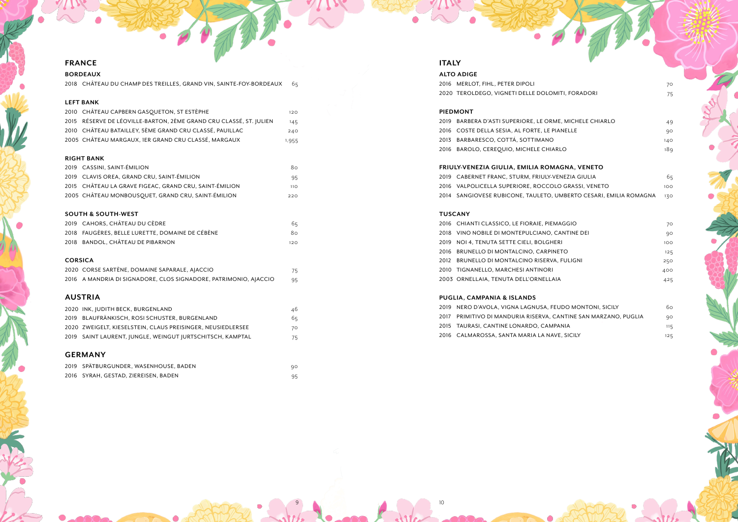# FRANCE

### BORDEAUX

| | | |
|---|---|---|
| 2018 | CHÂTEAU DU CHAMP DES TREILLES, GRAND VIN, SAINTE-FOY-BORDEAUX | 65 |

### LEFT BANK

| | | |
|---|---|---|
| 2010 | CHÂTEAU CAPBERN GASQUETON, ST ESTÈPHE | 120 |
| 2015 | RÉSERVE DE LÉOVILLE-BARTON, 2ÈME GRAND CRU CLASSÉ, ST. JULIEN | 145 |
| 2010 | CHÂTEAU BATAILLEY, 5ÈME GRAND CRU CLASSÉ, PAUILLAC | 240 |
| 2005 | CHÂTEAU MARGAUX, 1ER GRAND CRU CLASSÉ, MARGAUX | 1,955 |

### RIGHT BANK

| | | |
|---|---|---|
| 2019 | CASSINI, SAINT-ÉMILION | 80 |
| 2019 | CLAVIS OREA, GRAND CRU, SAINT-ÉMILION | 95 |
| 2015 | CHÂTEAU LA GRAVE FIGEAC, GRAND CRU, SAINT-ÉMILION | 110 |
| 2005 | CHÂTEAU MONBOUSQUET, GRAND CRU, SAINT-ÉMILION | 220 |

### SOUTH & SOUTH-WEST

| | | |
|---|---|---|
| 2019 | CAHORS, CHÂTEAU DU CÈDRE | 65 |
| 2018 | FAUGÈRES, BELLE LURETTE, DOMAINE DE CÉBÈNE | 80 |
| 2018 | BANDOL, CHÂTEAU DE PIBARNON | 120 |

### CORSICA

| | | |
|---|---|---|
| 2020 | CORSE SARTÈNE, DOMAINE SAPARALE, AJACCIO | 75 |
| 2016 | A MANDRIA DI SIGNADORE, CLOS SIGNADORE, PATRIMONIO, AJACCIO | 95 |

# AUSTRIA

| | | |
|---|---|---|
| 2020 | INK, JUDITH BECK, BURGENLAND | 46 |
| 2019 | BLAUFRÄNKISCH, ROSI SCHUSTER, BURGENLAND | 65 |
| 2020 | ZWEIGELT, KIESELSTEIN, CLAUS PREISINGER, NEUSIEDLERSEE | 70 |
| 2019 | SAINT LAURENT, JUNGLE, WEINGUT JURTSCHITSCH, KAMPTAL | 75 |

# GERMANY

| | | |
|---|---|---|
| 2019 | SPÄTBURGUNDER, WASENHOUSE, BADEN | 90 |
| 2016 | SYRAH, GESTAD, ZIEREISEN, BADEN | 95 |

# ITALY

### ALTO ADIGE

| | | |
|---|---|---|
| 2016 | MERLOT, FIHL, PETER DIPOLI | 70 |
| 2020 | TEROLDEGO, VIGNETI DELLE DOLOMITI, FORADORI | 75 |

### PIEDMONT

| | | |
|---|---|---|
| 2019 | BARBERA D'ASTI SUPERIORE, LE ORME, MICHELE CHIARLO | 49 |
| 2016 | COSTE DELLA SESIA, AL FORTE, LE PIANELLE | 90 |
| 2013 | BARBARESCO, COTTÁ, SOTTIMANO | 140 |
| 2016 | BAROLO, CEREQUIO, MICHELE CHIARLO | 189 |

### FRIULY-VENEZIA GIULIA, EMILIA ROMAGNA, VENETO

| | | |
|---|---|---|
| 2019 | CABERNET FRANC, STURM, FRIULY-VENEZIA GIULIA | 65 |
| 2016 | VALPOLICELLA SUPERIORE, ROCCOLO GRASSI, VENETO | 100 |
| 2014 | SANGIOVESE RUBICONE, TAULETO, UMBERTO CESARI, EMILIA ROMAGNA | 130 |

### TUSCANY

| | | |
|---|---|---|
| 2016 | CHIANTI CLASSICO, LE FIORAIE, PIEMAGGIO | 70 |
| 2018 | VINO NOBILE DI MONTEPULCIANO, CANTINE DEI | 90 |
| 2019 | NOI 4, TENUTA SETTE CIELI, BOLGHERI | 100 |
| 2016 | BRUNELLO DI MONTALCINO, CARPINETO | 125 |
| 2012 | BRUNELLO DI MONTALCINO RISERVA, FULIGNI | 250 |
| 2010 | TIGNANELLO, MARCHESI ANTINORI | 400 |
| 2003 | ORNELLAIA, TENUTA DELL'ORNELLAIA | 425 |

### PUGLIA, CAMPANIA & ISLANDS

| | | |
|---|---|---|
| 2019 | NERO D'AVOLA, VIGNA LAGNUSA, FEUDO MONTONI, SICILY | 60 |
| 2017 | PRIMITIVO DI MANDURIA RISERVA, CANTINE SAN MARZANO, PUGLIA | 90 |
| 2015 | TAURASI, CANTINE LONARDO, CAMPANIA | 115 |
| 2016 | CALMAROSSA, SANTA MARIA LA NAVE, SICILY | 125 |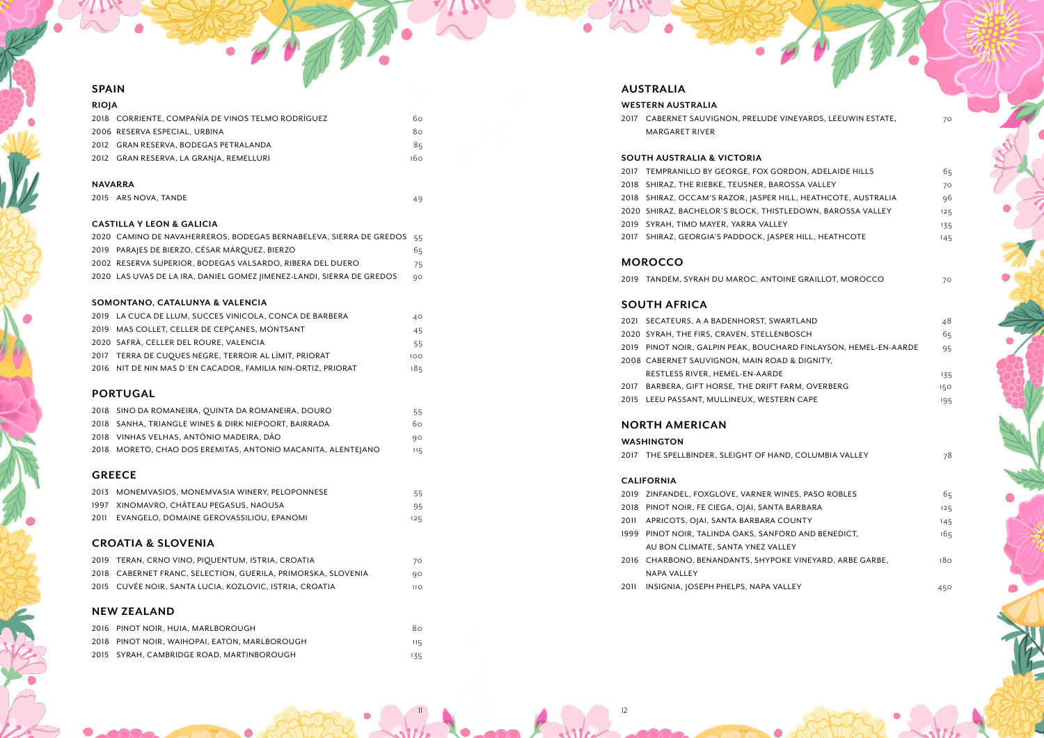## SPAIN

### RIOJA

2018 CORRIENTE, COMPAÑÍA DE VINOS TELMO RODRÍGUEZ 60
2006 RESERVA ESPECIAL, URBINA 80
2012 GRAN RESERVA, BODEGAS PETRALANDA 85
2012 GRAN RESERVA, LA GRANJA, REMELLURI 160

### NAVARRA

2015 ARS NOVA, TANDE 49

### CASTILLA Y LEON & GALICIA

2020 CAMINO DE NAVAHERREROS, BODEGAS BERNABELEVA, SIERRA DE GREDOS 55
2019 PARAJES DE BIERZO, CÉSAR MÁRQUEZ, BIERZO 65
2002 RESERVA SUPERIOR, BODEGAS VALSARDO, RIBERA DEL DUERO 75
2020 LAS UVAS DE LA IRA, DANIEL GOMEZ JIMENEZ-LANDI, SIERRA DE GREDOS 90

### SOMONTANO, CATALUNYA & VALENCIA

2019 LA CUCA DE LLUM, SUCCES VINICOLA, CONCA DE BARBERA 40
2019 MAS COLLET, CELLER DE CEPÇANES, MONTSANT 45
2020 SAFRÀ, CELLER DEL ROURE, VALENCIA 55
2017 TERRA DE CUQUES NEGRE, TERROIR AL LÌMIT, PRIORAT 100
2016 NIT DE NIN MAS D´EN CACADOR, FAMILIA NIN-ORTIZ, PRIORAT 185

## PORTUGAL

2018 SINO DA ROMANEIRA, QUINTA DA ROMANEIRA, DOURO 55
2018 SANHA, TRIANGLE WINES & DIRK NIEPOORT, BAIRRADA 60
2018 VINHAS VELHAS, ANTÓNIO MADEIRA, DÃO 90
2018 MORETO, CHAO DOS EREMITAS, ANTONIO MACANITA, ALENTEJANO 115

## GREECE

2013 MONEMVASIOS, MONEMVASIA WINERY, PELOPONNESE 55
1997 XINOMAVRO, CHÂTEAU PEGASUS, NAOUSA 95
2011 EVANGELO, DOMAINE GEROVASSILIOU, EPANOMI 125

## CROATIA & SLOVENIA

2019 TERAN, CRNO VINO, PIQUENTUM, ISTRIA, CROATIA 70
2018 CABERNET FRANC, SELECTION, GUERILA, PRIMORSKA, SLOVENIA 90
2015 CUVÉE NOIR, SANTA LUCIA, KOZLOVIC, ISTRIA, CROATIA 110

## NEW ZEALAND

2016 PINOT NOIR, HUIA, MARLBOROUGH 80
2018 PINOT NOIR, WAIHOPAI, EATON, MARLBOROUGH 115
2015 SYRAH, CAMBRIDGE ROAD, MARTINBOROUGH 135

## AUSTRALIA

### WESTERN AUSTRALIA

2017 CABERNET SAUVIGNON, PRELUDE VINEYARDS, LEEUWIN ESTATE, MARGARET RIVER 70

### SOUTH AUSTRALIA & VICTORIA

2017 TEMPRANILLO BY GEORGE, FOX GORDON, ADELAIDE HILLS 65
2018 SHIRAZ, THE RIEBKE, TEUSNER, BAROSSA VALLEY 70
2018 SHIRAZ, OCCAM'S RAZOR, JASPER HILL, HEATHCOTE, AUSTRALIA 96
2020 SHIRAZ, BACHELOR'S BLOCK, THISTLEDOWN, BAROSSA VALLEY 125
2019 SYRAH, TIMO MAYER, YARRA VALLEY 135
2017 SHIRAZ, GEORGIA'S PADDOCK, JASPER HILL, HEATHCOTE 145

## MOROCCO

2019 TANDEM, SYRAH DU MAROC, ANTOINE GRAILLOT, MOROCCO 70

## SOUTH AFRICA

2021 SECATEURS, A A BADENHORST, SWARTLAND 48
2020 SYRAH, THE FIRS, CRAVEN, STELLENBOSCH 65
2019 PINOT NOIR, GALPIN PEAK, BOUCHARD FINLAYSON, HEMEL-EN-AARDE 95
2008 CABERNET SAUVIGNON, MAIN ROAD & DIGNITY, RESTLESS RIVER, HEMEL-EN-AARDE 135
2017 BARBERA, GIFT HORSE, THE DRIFT FARM, OVERBERG 150
2015 LEEU PASSANT, MULLINEUX, WESTERN CAPE 195

## NORTH AMERICAN

### WASHINGTON

2017 THE SPELLBINDER, SLEIGHT OF HAND, COLUMBIA VALLEY 78

### CALIFORNIA

2019 ZINFANDEL, FOXGLOVE, VARNER WINES, PASO ROBLES 65
2018 PINOT NOIR, FE CIEGA, OJAI, SANTA BARBARA 125
2011 APRICOTS, OJAI, SANTA BARBARA COUNTY 145
1999 PINOT NOIR, TALINDA OAKS, SANFORD AND BENEDICT, AU BON CLIMATE, SANTA YNEZ VALLEY 165
2016 CHARBONO, BENANDANTS, SHYPOKE VINEYARD, ARBE GARBE, NAPA VALLEY 180
2011 INSIGNIA, JOSEPH PHELPS, NAPA VALLEY 450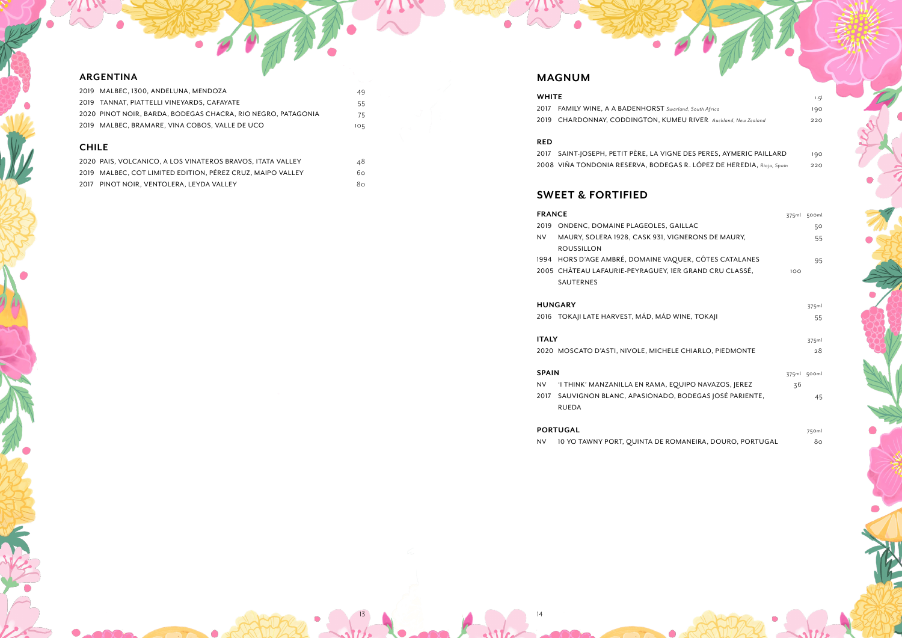## ARGENTINA

| | | |
|---|---|---|
| 2019 | MALBEC, 1300, ANDELUNA, MENDOZA | 49 |
| 2019 | TANNAT, PIATTELLI VINEYARDS, CAFAYATE | 55 |
| 2020 | PINOT NOIR, BARDA, BODEGAS CHACRA, RIO NEGRO, PATAGONIA | 75 |
| 2019 | MALBEC, BRAMARE, VINA COBOS, VALLE DE UCO | 105 |

## CHILE

| | | |
|---|---|---|
| 2020 | PAIS, VOLCANICO, A LOS VINATEROS BRAVOS, ITATA VALLEY | 48 |
| 2019 | MALBEC, COT LIMITED EDITION, PÉREZ CRUZ, MAIPO VALLEY | 60 |
| 2017 | PINOT NOIR, VENTOLERA, LEYDA VALLEY | 80 |

## MAGNUM

### WHITE

| | | 1.5l |
|---|---|---|
| 2017 | FAMILY WINE, A A BADENHORST *Swartland, South Africa* | 190 |
| 2019 | CHARDONNAY, CODDINGTON, KUMEU RIVER *Auckland, New Zealand* | 220 |

### RED

| | | |
|---|---|---|
| 2017 | SAINT-JOSEPH, PETIT PÈRE, LA VIGNE DES PERES, AYMERIC PAILLARD | 190 |
| 2008 | VIÑA TONDONIA RESERVA, BODEGAS R. LÓPEZ DE HEREDIA, *Rioja, Spain* | 220 |

## SWEET & FORTIFIED

### FRANCE

| | | 375ml | 500ml |
|---|---|---|---|
| 2019 | ONDENC, DOMAINE PLAGEOLES, GAILLAC | | 50 |
| NV | MAURY, SOLERA 1928, CASK 931, VIGNERONS DE MAURY, ROUSSILLON | | 55 |
| 1994 | HORS D'AGE AMBRÉ, DOMAINE VAQUER, CÔTES CATALANES | | 95 |
| 2005 | CHÂTEAU LAFAURIE-PEYRAGUEY, 1ER GRAND CRU CLASSÉ, SAUTERNES | 100 | |

### HUNGARY

| | | 375ml |
|---|---|---|
| 2016 | TOKAJI LATE HARVEST, MÁD, MÁD WINE, TOKAJI | 55 |

### ITALY

| | | 375ml |
|---|---|---|
| 2020 | MOSCATO D'ASTI, NIVOLE, MICHELE CHIARLO, PIEDMONTE | 28 |

### SPAIN

| | | 375ml | 500ml |
|---|---|---|---|
| NV | 'I THINK' MANZANILLA EN RAMA, EQUIPO NAVAZOS, JEREZ | 36 | |
| 2017 | SAUVIGNON BLANC, APASIONADO, BODEGAS JOSÉ PARIENTE, RUEDA | | 45 |

### PORTUGAL

| | | 750ml |
|---|---|---|
| NV | 10 YO TAWNY PORT, QUINTA DE ROMANEIRA, DOURO, PORTUGAL | 80 |